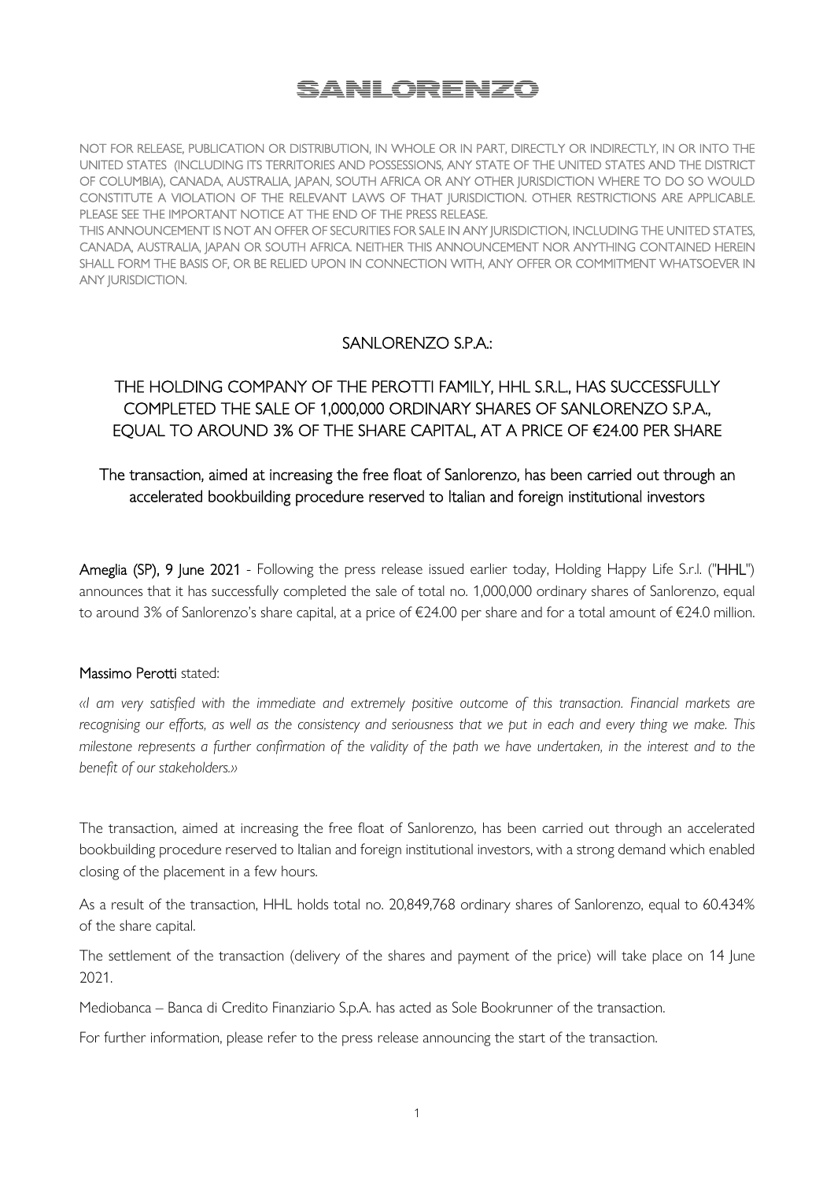# SANLORENZO

NOT FOR RELEASE, PUBLICATION OR DISTRIBUTION, IN WHOLE OR IN PART, DIRECTLY OR INDIRECTLY, IN OR INTO THE UNITED STATES (INCLUDING ITS TERRITORIES AND POSSESSIONS, ANY STATE OF THE UNITED STATES AND THE DISTRICT OF COLUMBIA), CANADA, AUSTRALIA, JAPAN, SOUTH AFRICA OR ANY OTHER JURISDICTION WHERE TO DO SO WOULD CONSTITUTE A VIOLATION OF THE RELEVANT LAWS OF THAT JURISDICTION. OTHER RESTRICTIONS ARE APPLICABLE. PLEASE SEE THE IMPORTANT NOTICE AT THE END OF THE PRESS RELEASE.

THIS ANNOUNCEMENT IS NOT AN OFFER OF SECURITIES FOR SALE IN ANY JURISDICTION, INCLUDING THE UNITED STATES, CANADA, AUSTRALIA, JAPAN OR SOUTH AFRICA. NEITHER THIS ANNOUNCEMENT NOR ANYTHING CONTAINED HEREIN SHALL FORM THE BASIS OF, OR BE RELIED UPON IN CONNECTION WITH, ANY OFFER OR COMMITMENT WHATSOEVER IN ANY JURISDICTION.

## SANLORENZO S.P.A.:

## THE HOLDING COMPANY OF THE PEROTTI FAMILY, HHL S.R.L., HAS SUCCESSFULLY COMPLETED THE SALE OF 1,000,000 ORDINARY SHARES OF SANLORENZO S.P.A., EQUAL TO AROUND 3% OF THE SHARE CAPITAL, AT A PRICE OF €24.00 PER SHARE

### The transaction, aimed at increasing the free float of Sanlorenzo, has been carried out through an accelerated bookbuilding procedure reserved to Italian and foreign institutional investors

**Ameglia (SP), 9 June 2021** - Following the press release issued earlier today, Holding Happy Life S.r.l. ("**HHL**") announces that it has successfully completed the sale of total no. 1,000,000 ordinary shares of Sanlorenzo, equal to around 3% of Sanlorenzo's share capital, at a price of €24.00 per share and for a total amount of €24.0 million.

**Massimo Perotti** stated:

*«I am very satisfied with the immediate and extremely positive outcome of this transaction. Financial markets are recognising our efforts, as well as the consistency and seriousness that we put in each and every thing we make. This milestone represents a further confirmation of the validity of the path we have undertaken, in the interest and to the benefit of our stakeholders.»*

The transaction, aimed at increasing the free float of Sanlorenzo, has been carried out through an accelerated bookbuilding procedure reserved to Italian and foreign institutional investors, with a strong demand which enabled closing of the placement in a few hours.

As a result of the transaction, HHL holds total no. 20,849,768 ordinary shares of Sanlorenzo, equal to 60.434% of the share capital.

The settlement of the transaction (delivery of the shares and payment of the price) will take place on 14 June 2021.

Mediobanca – Banca di Credito Finanziario S.p.A. has acted as Sole Bookrunner of the transaction.

For further information, please refer to the press release announcing the start of the transaction.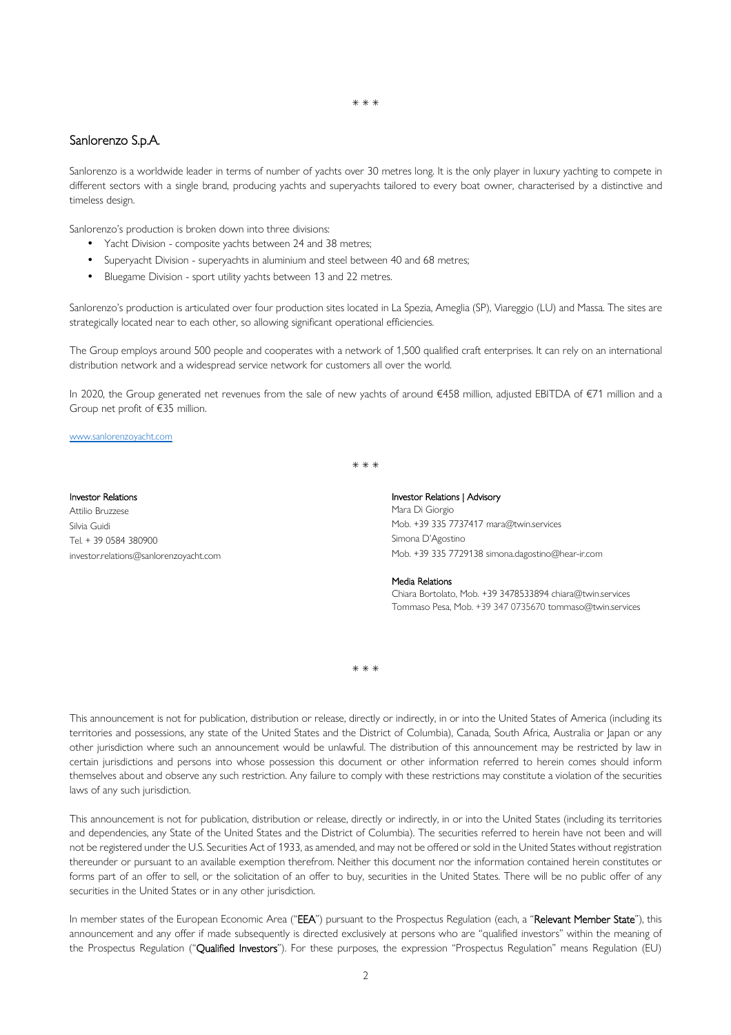\* \* \*

## Sanlorenzo S.p.A.

Sanlorenzo is a worldwide leader in terms of number of yachts over 30 metres long. It is the only player in luxury yachting to compete in different sectors with a single brand, producing yachts and superyachts tailored to every boat owner, characterised by a distinctive and timeless design.

Sanlorenzo's production is broken down into three divisions:

- Yacht Division - composite yachts between 24 and 38 metres;
- Superyacht Division - superyachts in aluminium and steel between 40 and 68 metres;
- Bluegame Division - sport utility yachts between 13 and 22 metres.

Sanlorenzo's production is articulated over four production sites located in La Spezia, Ameglia (SP), Viareggio (LU) and Massa. The sites are strategically located near to each other, so allowing significant operational efficiencies.

The Group employs around 500 people and cooperates with a network of 1,500 qualified craft enterprises. It can rely on an international distribution network and a widespread service network for customers all over the world.

In 2020, the Group generated net revenues from the sale of new yachts of around €458 million, adjusted EBITDA of €71 million and a Group net profit of €35 million.

www.sanlorenzoyacht.com

\* \* \*

**Investor Relations**
Attilio Bruzzese
Silvia Guidi
Tel. + 39 0584 380900
investor.relations@sanlorenzoyacht.com

**Investor Relations | Advisory**
Mara Di Giorgio
Mob. +39 335 7737417 mara@twin.services
Simona D'Agostino
Mob. +39 335 7729138 simona.dagostino@hear-ir.com

**Media Relations**
Chiara Bortolato, Mob. +39 3478533894 chiara@twin.services
Tommaso Pesa, Mob. +39 347 0735670 tommaso@twin.services

\* \* \*

This announcement is not for publication, distribution or release, directly or indirectly, in or into the United States of America (including its territories and possessions, any state of the United States and the District of Columbia), Canada, South Africa, Australia or Japan or any other jurisdiction where such an announcement would be unlawful. The distribution of this announcement may be restricted by law in certain jurisdictions and persons into whose possession this document or other information referred to herein comes should inform themselves about and observe any such restriction. Any failure to comply with these restrictions may constitute a violation of the securities laws of any such jurisdiction.

This announcement is not for publication, distribution or release, directly or indirectly, in or into the United States (including its territories and dependencies, any State of the United States and the District of Columbia). The securities referred to herein have not been and will not be registered under the U.S. Securities Act of 1933, as amended, and may not be offered or sold in the United States without registration thereunder or pursuant to an available exemption therefrom. Neither this document nor the information contained herein constitutes or forms part of an offer to sell, or the solicitation of an offer to buy, securities in the United States. There will be no public offer of any securities in the United States or in any other jurisdiction.

In member states of the European Economic Area ("**EEA**") pursuant to the Prospectus Regulation (each, a "**Relevant Member State**"), this announcement and any offer if made subsequently is directed exclusively at persons who are "qualified investors" within the meaning of the Prospectus Regulation ("**Qualified Investors**"). For these purposes, the expression "Prospectus Regulation" means Regulation (EU)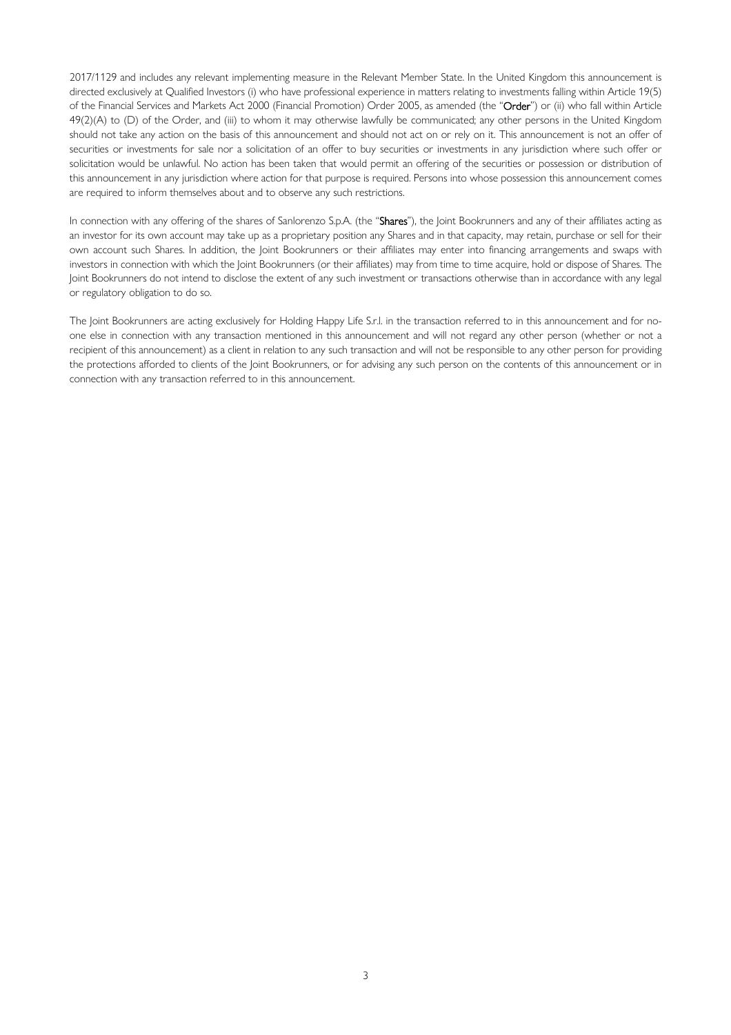2017/1129 and includes any relevant implementing measure in the Relevant Member State. In the United Kingdom this announcement is directed exclusively at Qualified Investors (i) who have professional experience in matters relating to investments falling within Article 19(5) of the Financial Services and Markets Act 2000 (Financial Promotion) Order 2005, as amended (the "**Order**") or (ii) who fall within Article 49(2)(A) to (D) of the Order, and (iii) to whom it may otherwise lawfully be communicated; any other persons in the United Kingdom should not take any action on the basis of this announcement and should not act on or rely on it. This announcement is not an offer of securities or investments for sale nor a solicitation of an offer to buy securities or investments in any jurisdiction where such offer or solicitation would be unlawful. No action has been taken that would permit an offering of the securities or possession or distribution of this announcement in any jurisdiction where action for that purpose is required. Persons into whose possession this announcement comes are required to inform themselves about and to observe any such restrictions.

In connection with any offering of the shares of Sanlorenzo S.p.A. (the "**Shares**"), the Joint Bookrunners and any of their affiliates acting as an investor for its own account may take up as a proprietary position any Shares and in that capacity, may retain, purchase or sell for their own account such Shares. In addition, the Joint Bookrunners or their affiliates may enter into financing arrangements and swaps with investors in connection with which the Joint Bookrunners (or their affiliates) may from time to time acquire, hold or dispose of Shares. The Joint Bookrunners do not intend to disclose the extent of any such investment or transactions otherwise than in accordance with any legal or regulatory obligation to do so.

The Joint Bookrunners are acting exclusively for Holding Happy Life S.r.l. in the transaction referred to in this announcement and for no-one else in connection with any transaction mentioned in this announcement and will not regard any other person (whether or not a recipient of this announcement) as a client in relation to any such transaction and will not be responsible to any other person for providing the protections afforded to clients of the Joint Bookrunners, or for advising any such person on the contents of this announcement or in connection with any transaction referred to in this announcement.